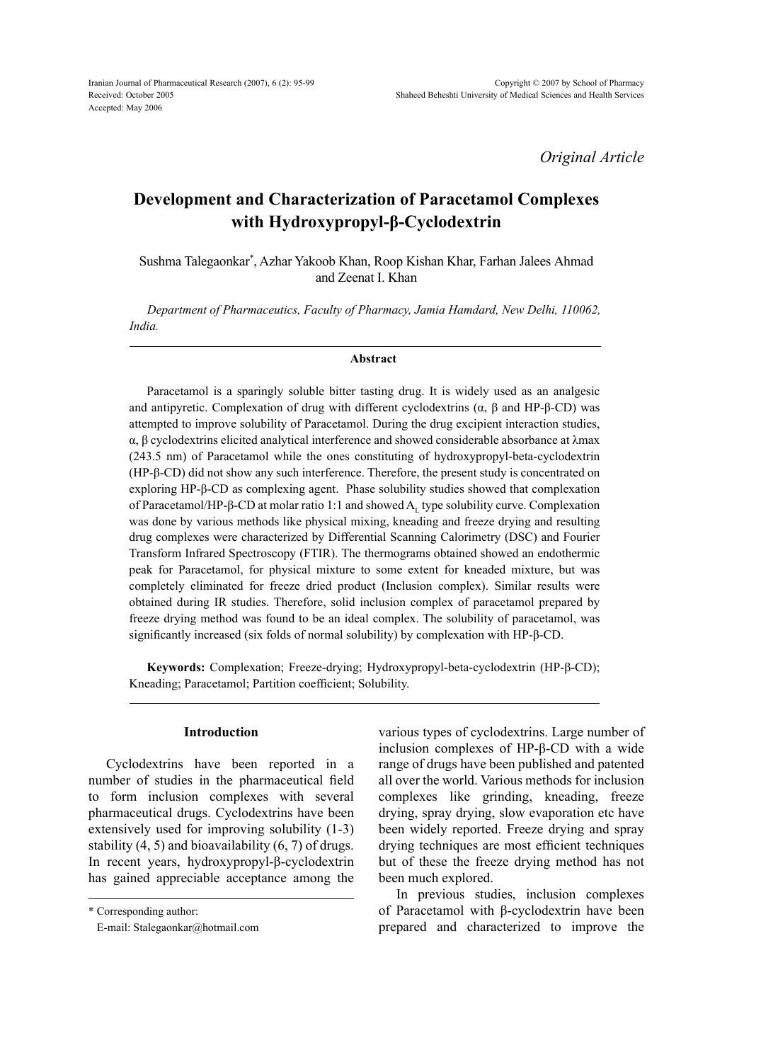*Original Article*

# Development and Characterization of Paracetamol Complexes with Hydroxypropyl-β-Cyclodextrin

Sushma Talegaonkar*, Azhar Yakoob Khan, Roop Kishan Khar, Farhan Jalees Ahmad and Zeenat I. Khan

*Department of Pharmaceutics, Faculty of Pharmacy, Jamia Hamdard, New Delhi, 110062, India.*

## Abstract

Paracetamol is a sparingly soluble bitter tasting drug. It is widely used as an analgesic and antipyretic. Complexation of drug with different cyclodextrins (α, β and HP-β-CD) was attempted to improve solubility of Paracetamol. During the drug excipient interaction studies, α, β cyclodextrins elicited analytical interference and showed considerable absorbance at λmax (243.5 nm) of Paracetamol while the ones constituting of hydroxypropyl-beta-cyclodextrin (HP-β-CD) did not show any such interference. Therefore, the present study is concentrated on exploring HP-β-CD as complexing agent. Phase solubility studies showed that complexation of Paracetamol/HP-β-CD at molar ratio 1:1 and showed $A_L$ type solubility curve. Complexation was done by various methods like physical mixing, kneading and freeze drying and resulting drug complexes were characterized by Differential Scanning Calorimetry (DSC) and Fourier Transform Infrared Spectroscopy (FTIR). The thermograms obtained showed an endothermic peak for Paracetamol, for physical mixture to some extent for kneaded mixture, but was completely eliminated for freeze dried product (Inclusion complex). Similar results were obtained during IR studies. Therefore, solid inclusion complex of paracetamol prepared by freeze drying method was found to be an ideal complex. The solubility of paracetamol, was significantly increased (six folds of normal solubility) by complexation with HP-β-CD.

**Keywords:** Complexation; Freeze-drying; Hydroxypropyl-beta-cyclodextrin (HP-β-CD); Kneading; Paracetamol; Partition coefficient; Solubility.

## Introduction

Cyclodextrins have been reported in a number of studies in the pharmaceutical field to form inclusion complexes with several pharmaceutical drugs. Cyclodextrins have been extensively used for improving solubility (1-3) stability (4, 5) and bioavailability (6, 7) of drugs. In recent years, hydroxypropyl-β-cyclodextrin has gained appreciable acceptance among the various types of cyclodextrins. Large number of inclusion complexes of HP-β-CD with a wide range of drugs have been published and patented all over the world. Various methods for inclusion complexes like grinding, kneading, freeze drying, spray drying, slow evaporation etc have been widely reported. Freeze drying and spray drying techniques are most efficient techniques but of these the freeze drying method has not been much explored.

In previous studies, inclusion complexes of Paracetamol with β-cyclodextrin have been prepared and characterized to improve the

* Corresponding author:
E-mail: Stalegaonkar@hotmail.com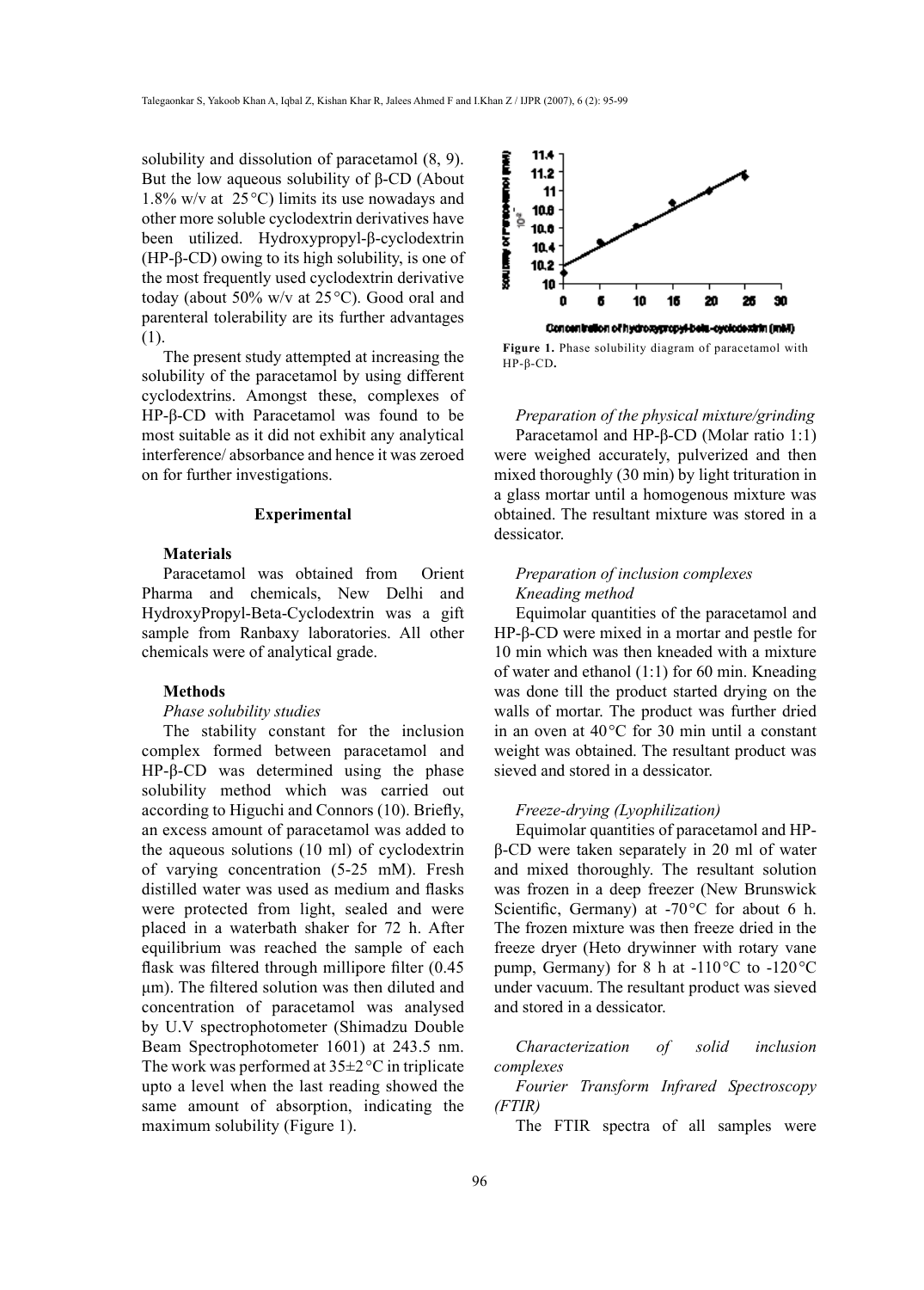solubility and dissolution of paracetamol (8, 9). But the low aqueous solubility of β-CD (About 1.8% w/v at 25 °C) limits its use nowadays and other more soluble cyclodextrin derivatives have been utilized. Hydroxypropyl-β-cyclodextrin (HP-β-CD) owing to its high solubility, is one of the most frequently used cyclodextrin derivative today (about 50% w/v at 25 °C). Good oral and parenteral tolerability are its further advantages (1).

The present study attempted at increasing the solubility of the paracetamol by using different cyclodextrins. Amongst these, complexes of HP-β-CD with Paracetamol was found to be most suitable as it did not exhibit any analytical interference/ absorbance and hence it was zeroed on for further investigations.

## Experimental

### Materials

Paracetamol was obtained from Orient Pharma and chemicals, New Delhi and HydroxyPropyl-Beta-Cyclodextrin was a gift sample from Ranbaxy laboratories. All other chemicals were of analytical grade.

### Methods

*Phase solubility studies*

The stability constant for the inclusion complex formed between paracetamol and HP-β-CD was determined using the phase solubility method which was carried out according to Higuchi and Connors (10). Briefly, an excess amount of paracetamol was added to the aqueous solutions (10 ml) of cyclodextrin of varying concentration (5-25 mM). Fresh distilled water was used as medium and flasks were protected from light, sealed and were placed in a waterbath shaker for 72 h. After equilibrium was reached the sample of each flask was filtered through millipore filter (0.45 µm). The filtered solution was then diluted and concentration of paracetamol was analysed by U.V spectrophotometer (Shimadzu Double Beam Spectrophotometer 1601) at 243.5 nm. The work was performed at 35±2 °C in triplicate upto a level when the last reading showed the same amount of absorption, indicating the maximum solubility (Figure 1).

Figure 1. Phase solubility diagram of paracetamol with HP-β-CD.

*Preparation of the physical mixture/grinding*

Paracetamol and HP-β-CD (Molar ratio 1:1) were weighed accurately, pulverized and then mixed thoroughly (30 min) by light trituration in a glass mortar until a homogenous mixture was obtained. The resultant mixture was stored in a dessicator.

*Preparation of inclusion complexes*

*Kneading method*

Equimolar quantities of the paracetamol and HP-β-CD were mixed in a mortar and pestle for 10 min which was then kneaded with a mixture of water and ethanol (1:1) for 60 min. Kneading was done till the product started drying on the walls of mortar. The product was further dried in an oven at 40 °C for 30 min until a constant weight was obtained. The resultant product was sieved and stored in a dessicator.

*Freeze-drying (Lyophilization)*

Equimolar quantities of paracetamol and HP-β-CD were taken separately in 20 ml of water and mixed thoroughly. The resultant solution was frozen in a deep freezer (New Brunswick Scientific, Germany) at -70 °C for about 6 h. The frozen mixture was then freeze dried in the freeze dryer (Heto drywinner with rotary vane pump, Germany) for 8 h at -110 °C to -120 °C under vacuum. The resultant product was sieved and stored in a dessicator.

*Characterization of solid inclusion complexes*

*Fourier Transform Infrared Spectroscopy (FTIR)*

The FTIR spectra of all samples were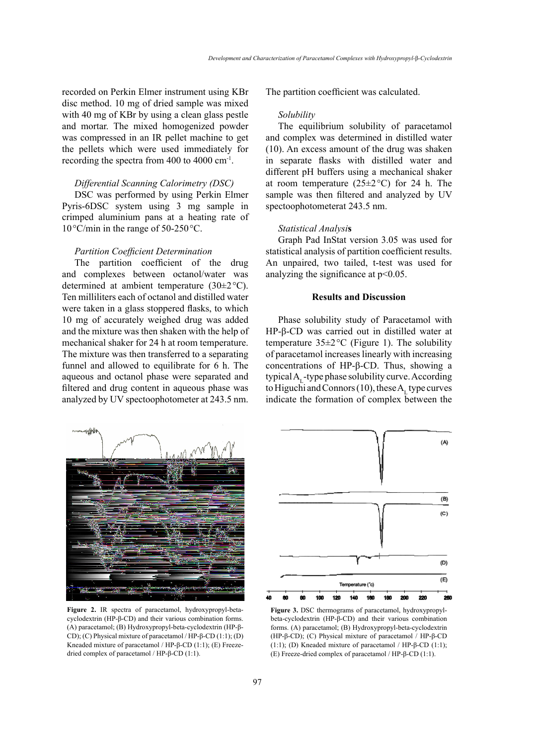recorded on Perkin Elmer instrument using KBr disc method. 10 mg of dried sample was mixed with 40 mg of KBr by using a clean glass pestle and mortar. The mixed homogenized powder was compressed in an IR pellet machine to get the pellets which were used immediately for recording the spectra from 400 to 4000 $cm^{-1}$.

*Differential Scanning Calorimetry (DSC)*

DSC was performed by using Perkin Elmer Pyris-6DSC system using 3 mg sample in crimped aluminium pans at a heating rate of 10 °C/min in the range of 50-250 °C.

*Partition Coefficient Determination*

The partition coefficient of the drug and complexes between octanol/water was determined at ambient temperature (30±2 °C). Ten milliliters each of octanol and distilled water were taken in a glass stoppered flasks, to which 10 mg of accurately weighed drug was added and the mixture was then shaken with the help of mechanical shaker for 24 h at room temperature. The mixture was then transferred to a separating funnel and allowed to equilibrate for 6 h. The aqueous and octanol phase were separated and filtered and drug content in aqueous phase was analyzed by UV spectoophotometer at 243.5 nm. The partition coefficient was calculated.

*Solubility*

The equilibrium solubility of paracetamol and complex was determined in distilled water (10). An excess amount of the drug was shaken in separate flasks with distilled water and different pH buffers using a mechanical shaker at room temperature (25±2 °C) for 24 h. The sample was then filtered and analyzed by UV spectoophotometerat 243.5 nm.

*Statistical Analysi***s**

Graph Pad InStat version 3.05 was used for statistical analysis of partition coefficient results. An unpaired, two tailed, t-test was used for analyzing the significance at $p<0.05$.

## Results and Discussion

Phase solubility study of Paracetamol with HP-β-CD was carried out in distilled water at temperature 35±2 °C (Figure 1). The solubility of paracetamol increases linearly with increasing concentrations of HP-β-CD. Thus, showing a typical $A_L$-type phase solubility curve. According to Higuchi and Connors (10), these $A_L$ type curves indicate the formation of complex between the

**Figure 2.** IR spectra of paracetamol, hydroxypropyl-beta-cyclodextrin (HP-β-CD) and their various combination forms. (A) paracetamol; (B) Hydroxypropyl-beta-cyclodextrin (HP-β-CD); (C) Physical mixture of paracetamol / HP-β-CD (1:1); (D) Kneaded mixture of paracetamol / HP-β-CD (1:1); (E) Freeze-dried complex of paracetamol / HP-β-CD (1:1).

**Figure 3.** DSC thermograms of paracetamol, hydroxypropyl-beta-cyclodextrin (HP-β-CD) and their various combination forms. (A) paracetamol; (B) Hydroxypropyl-beta-cyclodextrin (HP-β-CD); (C) Physical mixture of paracetamol / HP-β-CD (1:1); (D) Kneaded mixture of paracetamol / HP-β-CD (1:1); (E) Freeze-dried complex of paracetamol / HP-β-CD (1:1).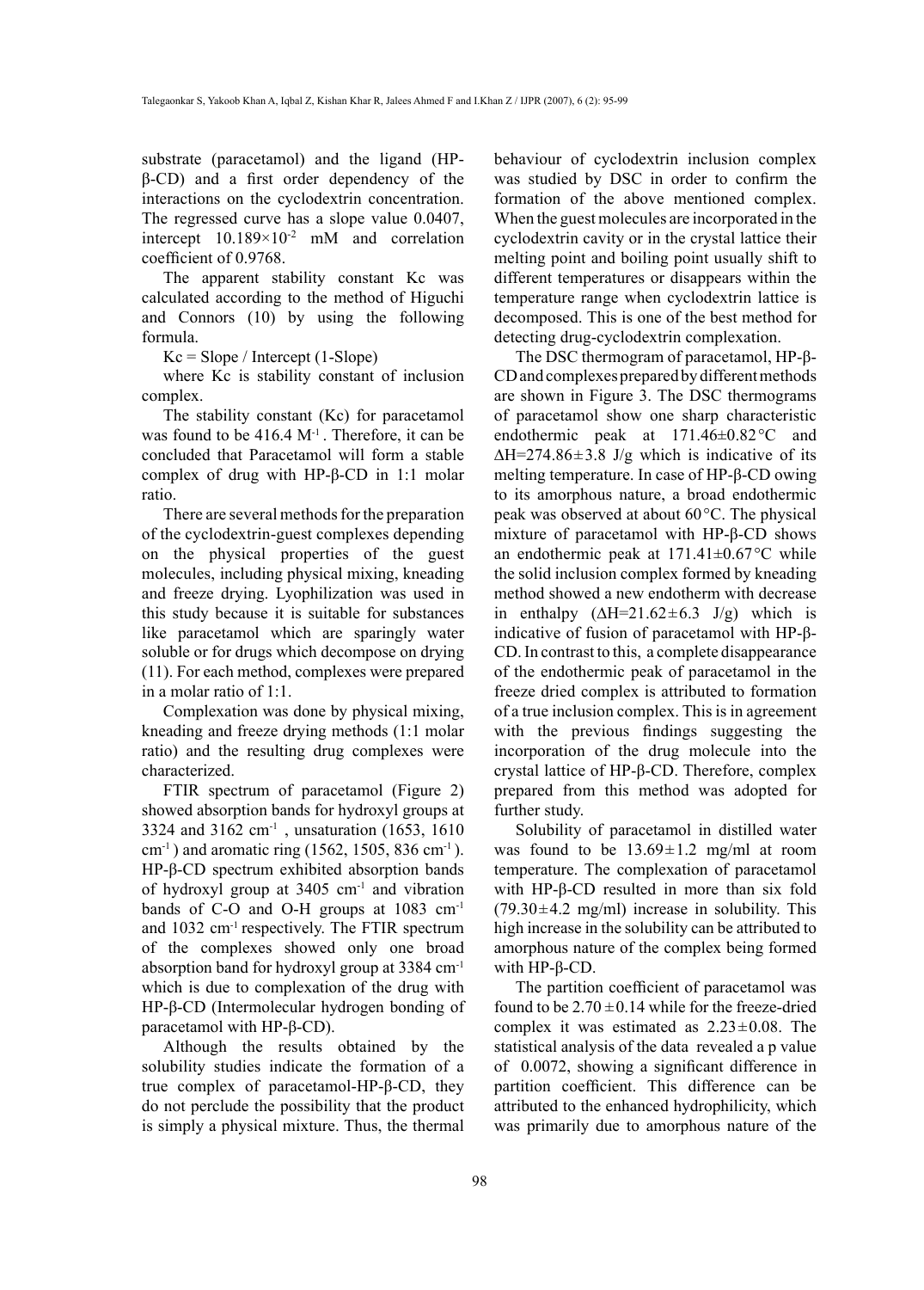substrate (paracetamol) and the ligand (HP-β-CD) and a first order dependency of the interactions on the cyclodextrin concentration. The regressed curve has a slope value 0.0407, intercept $10.189\times10^{-2}$ mM and correlation coefficient of 0.9768.

The apparent stability constant Kc was calculated according to the method of Higuchi and Connors (10) by using the following formula.

Kc = Slope / Intercept (1-Slope)

where Kc is stability constant of inclusion complex.

The stability constant (Kc) for paracetamol was found to be 416.4 $M^{-1}$. Therefore, it can be concluded that Paracetamol will form a stable complex of drug with HP-β-CD in 1:1 molar ratio.

There are several methods for the preparation of the cyclodextrin-guest complexes depending on the physical properties of the guest molecules, including physical mixing, kneading and freeze drying. Lyophilization was used in this study because it is suitable for substances like paracetamol which are sparingly water soluble or for drugs which decompose on drying (11). For each method, complexes were prepared in a molar ratio of 1:1.

Complexation was done by physical mixing, kneading and freeze drying methods (1:1 molar ratio) and the resulting drug complexes were characterized.

FTIR spectrum of paracetamol (Figure 2) showed absorption bands for hydroxyl groups at 3324 and 3162 $cm^{-1}$, unsaturation (1653, 1610 $cm^{-1}$) and aromatic ring (1562, 1505, 836 $cm^{-1}$). HP-β-CD spectrum exhibited absorption bands of hydroxyl group at 3405 $cm^{-1}$ and vibration bands of C-O and O-H groups at 1083 $cm^{-1}$ and 1032 $cm^{-1}$ respectively. The FTIR spectrum of the complexes showed only one broad absorption band for hydroxyl group at 3384 $cm^{-1}$ which is due to complexation of the drug with HP-β-CD (Intermolecular hydrogen bonding of paracetamol with HP-β-CD).

Although the results obtained by the solubility studies indicate the formation of a true complex of paracetamol-HP-β-CD, they do not perclude the possibility that the product is simply a physical mixture. Thus, the thermal behaviour of cyclodextrin inclusion complex was studied by DSC in order to confirm the formation of the above mentioned complex. When the guest molecules are incorporated in the cyclodextrin cavity or in the crystal lattice their melting point and boiling point usually shift to different temperatures or disappears within the temperature range when cyclodextrin lattice is decomposed. This is one of the best method for detecting drug-cyclodextrin complexation.

The DSC thermogram of paracetamol, HP-β-CD and complexes prepared by different methods are shown in Figure 3. The DSC thermograms of paracetamol show one sharp characteristic endothermic peak at 171.46±0.82 °C and ΔH=274.86±3.8 J/g which is indicative of its melting temperature. In case of HP-β-CD owing to its amorphous nature, a broad endothermic peak was observed at about 60 °C. The physical mixture of paracetamol with HP-β-CD shows an endothermic peak at 171.41±0.67 °C while the solid inclusion complex formed by kneading method showed a new endotherm with decrease in enthalpy (ΔH=21.62±6.3 J/g) which is indicative of fusion of paracetamol with HP-β-CD. In contrast to this, a complete disappearance of the endothermic peak of paracetamol in the freeze dried complex is attributed to formation of a true inclusion complex. This is in agreement with the previous findings suggesting the incorporation of the drug molecule into the crystal lattice of HP-β-CD. Therefore, complex prepared from this method was adopted for further study.

Solubility of paracetamol in distilled water was found to be 13.69±1.2 mg/ml at room temperature. The complexation of paracetamol with HP-β-CD resulted in more than six fold (79.30±4.2 mg/ml) increase in solubility. This high increase in the solubility can be attributed to amorphous nature of the complex being formed with HP-β-CD.

The partition coefficient of paracetamol was found to be 2.70±0.14 while for the freeze-dried complex it was estimated as 2.23±0.08. The statistical analysis of the data revealed a p value of 0.0072, showing a significant difference in partition coefficient. This difference can be attributed to the enhanced hydrophilicity, which was primarily due to amorphous nature of the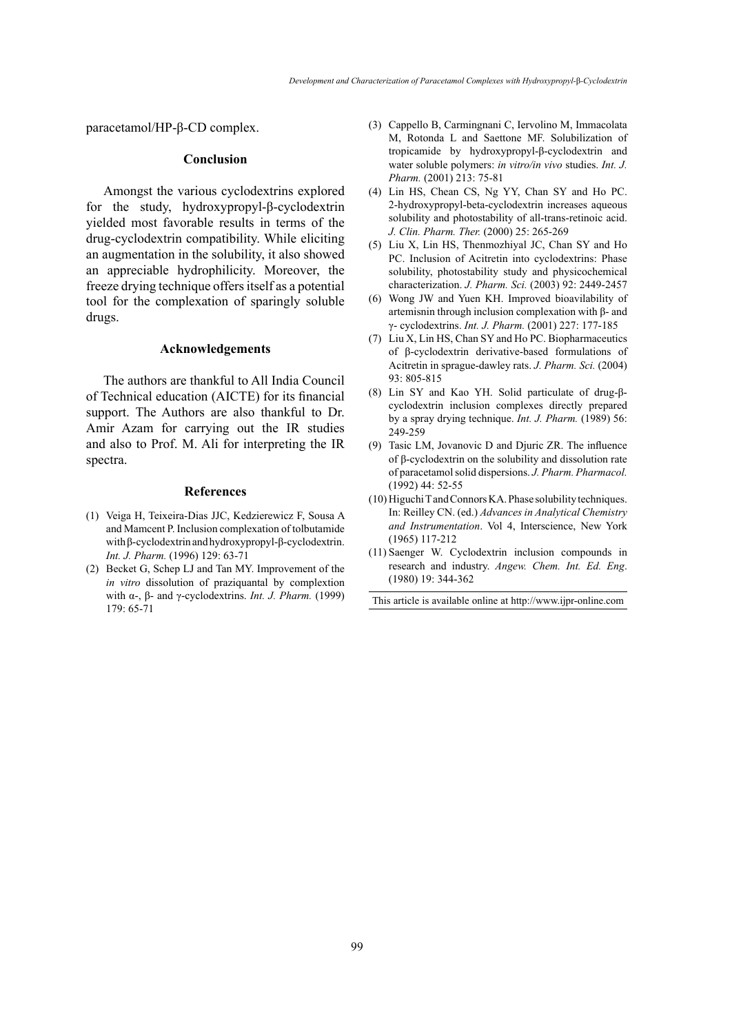paracetamol/HP-β-CD complex.

## Conclusion

Amongst the various cyclodextrins explored for the study, hydroxypropyl-β-cyclodextrin yielded most favorable results in terms of the drug-cyclodextrin compatibility. While eliciting an augmentation in the solubility, it also showed an appreciable hydrophilicity. Moreover, the freeze drying technique offers itself as a potential tool for the complexation of sparingly soluble drugs.

## Acknowledgements

The authors are thankful to All India Council of Technical education (AICTE) for its financial support. The Authors are also thankful to Dr. Amir Azam for carrying out the IR studies and also to Prof. M. Ali for interpreting the IR spectra.

## References

(1) Veiga H, Teixeira-Dias JJC, Kedzierewicz F, Sousa A and Mamcent P. Inclusion complexation of tolbutamide with β-cyclodextrin and hydroxypropyl-β-cyclodextrin. *Int. J. Pharm.* (1996) 129: 63-71

(2) Becket G, Schep LJ and Tan MY. Improvement of the *in vitro* dissolution of praziquantal by complextion with α-, β- and γ-cyclodextrins. *Int. J. Pharm.* (1999) 179: 65-71

(3) Cappello B, Carmingnani C, Iervolino M, Immacolata M, Rotonda L and Saettone MF. Solubilization of tropicamide by hydroxypropyl-β-cyclodextrin and water soluble polymers: *in vitro/in vivo* studies. *Int. J. Pharm.* (2001) 213: 75-81

(4) Lin HS, Chean CS, Ng YY, Chan SY and Ho PC. 2-hydroxypropyl-beta-cyclodextrin increases aqueous solubility and photostability of all-trans-retinoic acid. *J. Clin. Pharm. Ther.* (2000) 25: 265-269

(5) Liu X, Lin HS, Thenmozhiyal JC, Chan SY and Ho PC. Inclusion of Acitretin into cyclodextrins: Phase solubility, photostability study and physicochemical characterization. *J. Pharm. Sci.* (2003) 92: 2449-2457

(6) Wong JW and Yuen KH. Improved bioavilability of artemisnin through inclusion complexation with β- and γ- cyclodextrins. *Int. J. Pharm.* (2001) 227: 177-185

(7) Liu X, Lin HS, Chan SY and Ho PC. Biopharmaceutics of β-cyclodextrin derivative-based formulations of Acitretin in sprague-dawley rats. *J. Pharm. Sci.* (2004) 93: 805-815

(8) Lin SY and Kao YH. Solid particulate of drug-β-cyclodextrin inclusion complexes directly prepared by a spray drying technique. *Int. J. Pharm.* (1989) 56: 249-259

(9) Tasic LM, Jovanovic D and Djuric ZR. The influence of β-cyclodextrin on the solubility and dissolution rate of paracetamol solid dispersions. *J. Pharm. Pharmacol.* (1992) 44: 52-55

(10) Higuchi T and Connors KA. Phase solubility techniques. In: Reilley CN. (ed.) *Advances in Analytical Chemistry and Instrumentation*. Vol 4, Interscience, New York (1965) 117-212

(11) Saenger W. Cyclodextrin inclusion compounds in research and industry. *Angew. Chem. Int. Ed. Eng*. (1980) 19: 344-362

This article is available online at http://www.ijpr-online.com